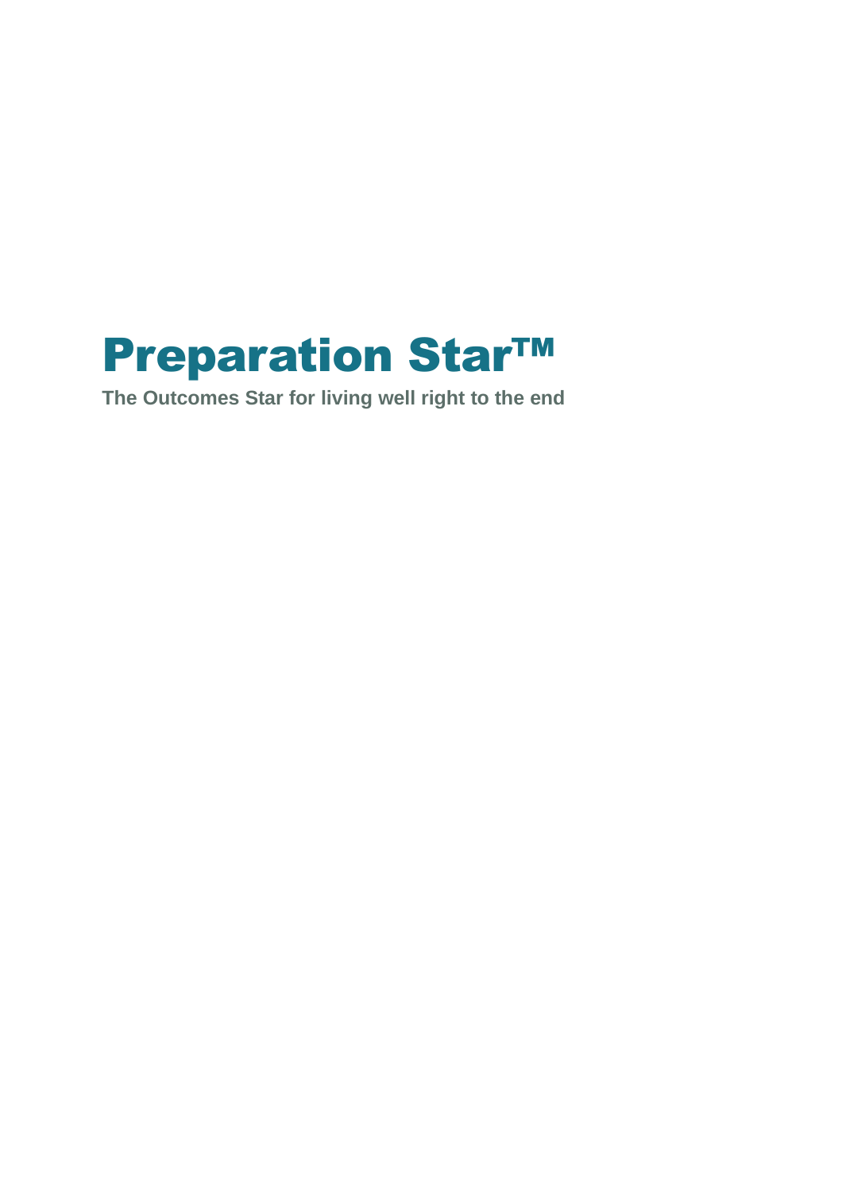# Preparation Star™

**The Outcomes Star for living well right to the end**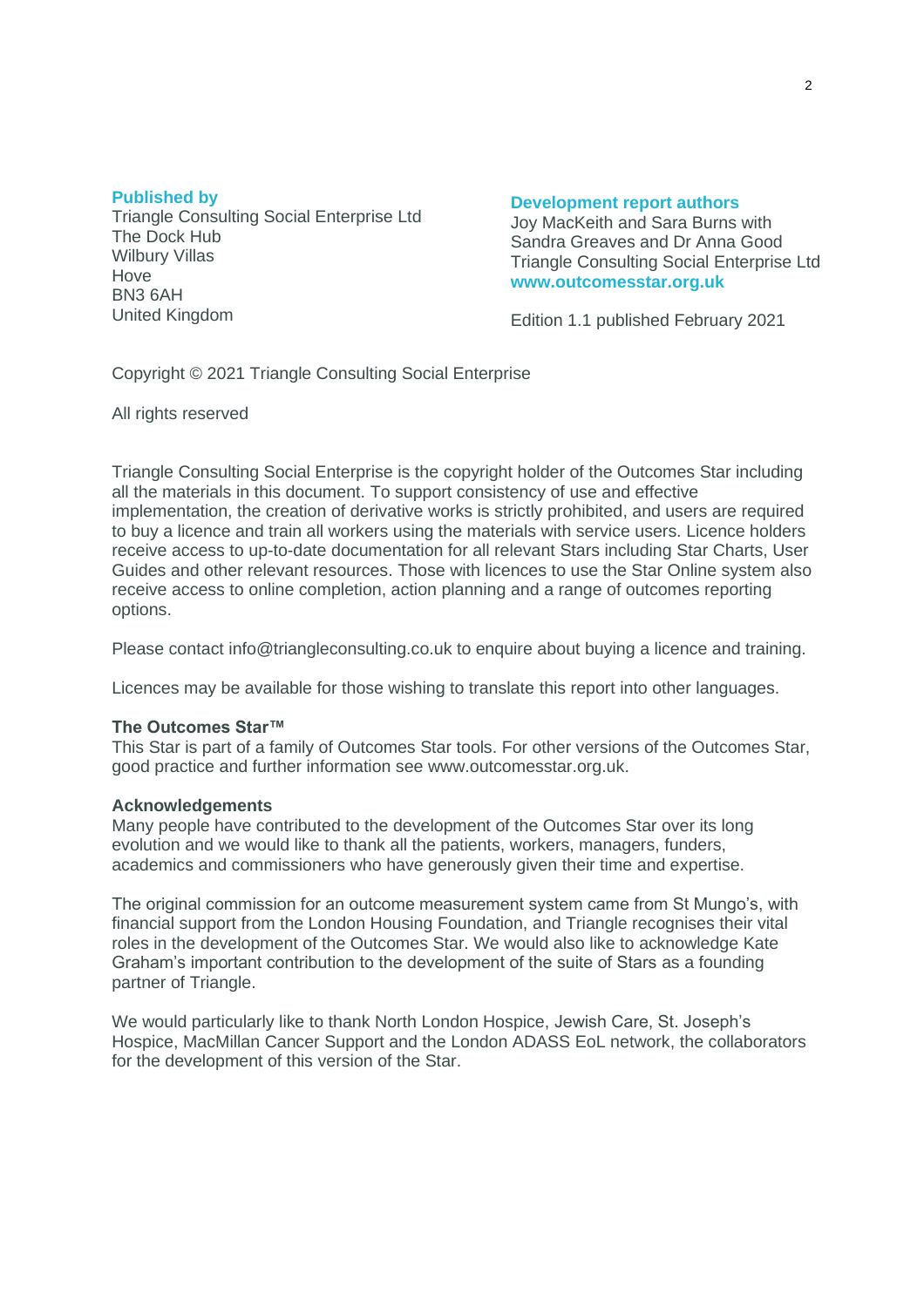**Published by**
Triangle Consulting Social Enterprise Ltd
The Dock Hub
Wilbury Villas
Hove
BN3 6AH
United Kingdom

**Development report authors**
Joy MacKeith and Sara Burns with
Sandra Greaves and Dr Anna Good
Triangle Consulting Social Enterprise Ltd
**www.outcomesstar.org.uk**

Edition 1.1 published February 2021

Copyright © 2021 Triangle Consulting Social Enterprise

All rights reserved

Triangle Consulting Social Enterprise is the copyright holder of the Outcomes Star including all the materials in this document. To support consistency of use and effective implementation, the creation of derivative works is strictly prohibited, and users are required to buy a licence and train all workers using the materials with service users. Licence holders receive access to up-to-date documentation for all relevant Stars including Star Charts, User Guides and other relevant resources. Those with licences to use the Star Online system also receive access to online completion, action planning and a range of outcomes reporting options.

Please contact info@triangleconsulting.co.uk to enquire about buying a licence and training.

Licences may be available for those wishing to translate this report into other languages.

**The Outcomes Star™**
This Star is part of a family of Outcomes Star tools. For other versions of the Outcomes Star, good practice and further information see www.outcomesstar.org.uk.

**Acknowledgements**
Many people have contributed to the development of the Outcomes Star over its long evolution and we would like to thank all the patients, workers, managers, funders, academics and commissioners who have generously given their time and expertise.

The original commission for an outcome measurement system came from St Mungo's, with financial support from the London Housing Foundation, and Triangle recognises their vital roles in the development of the Outcomes Star. We would also like to acknowledge Kate Graham's important contribution to the development of the suite of Stars as a founding partner of Triangle.

We would particularly like to thank North London Hospice, Jewish Care, St. Joseph's Hospice, MacMillan Cancer Support and the London ADASS EoL network, the collaborators for the development of this version of the Star.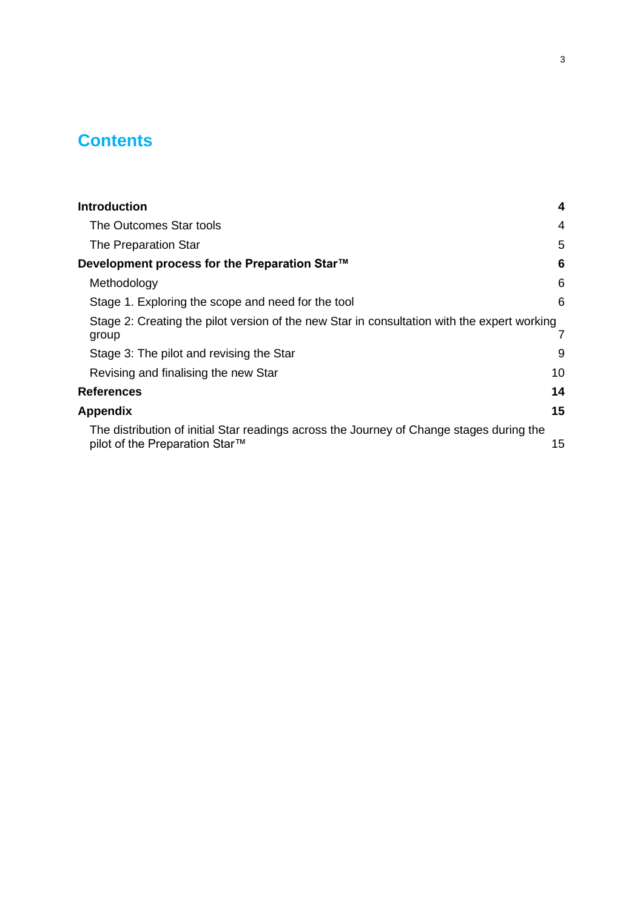# Contents

**Introduction** **4**

- The Outcomes Star tools 4
- The Preparation Star 5

**Development process for the Preparation Star™** **6**

- Methodology 6
- Stage 1. Exploring the scope and need for the tool 6
- Stage 2: Creating the pilot version of the new Star in consultation with the expert working group 7
- Stage 3: The pilot and revising the Star 9
- Revising and finalising the new Star 10

**References** **14**

**Appendix** **15**

- The distribution of initial Star readings across the Journey of Change stages during the pilot of the Preparation Star™ 15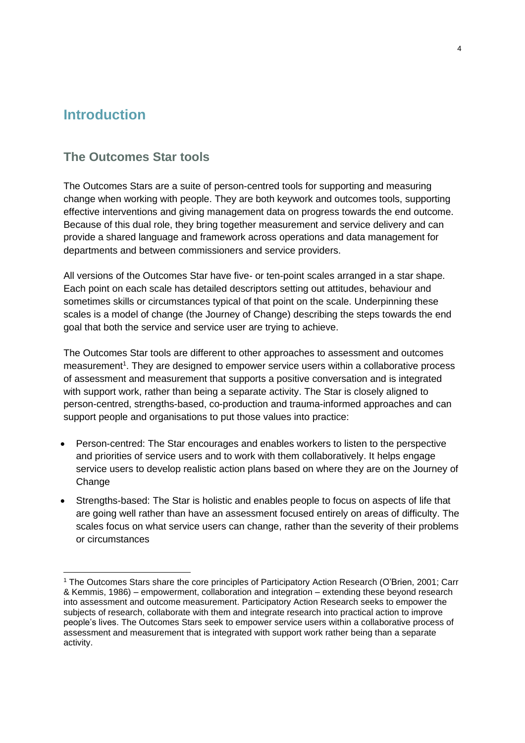# Introduction

## The Outcomes Star tools

The Outcomes Stars are a suite of person-centred tools for supporting and measuring change when working with people. They are both keywork and outcomes tools, supporting effective interventions and giving management data on progress towards the end outcome. Because of this dual role, they bring together measurement and service delivery and can provide a shared language and framework across operations and data management for departments and between commissioners and service providers.

All versions of the Outcomes Star have five- or ten-point scales arranged in a star shape. Each point on each scale has detailed descriptors setting out attitudes, behaviour and sometimes skills or circumstances typical of that point on the scale. Underpinning these scales is a model of change (the Journey of Change) describing the steps towards the end goal that both the service and service user are trying to achieve.

The Outcomes Star tools are different to other approaches to assessment and outcomes measurement[1]. They are designed to empower service users within a collaborative process of assessment and measurement that supports a positive conversation and is integrated with support work, rather than being a separate activity. The Star is closely aligned to person-centred, strengths-based, co-production and trauma-informed approaches and can support people and organisations to put those values into practice:

- Person-centred: The Star encourages and enables workers to listen to the perspective and priorities of service users and to work with them collaboratively. It helps engage service users to develop realistic action plans based on where they are on the Journey of Change
- Strengths-based: The Star is holistic and enables people to focus on aspects of life that are going well rather than have an assessment focused entirely on areas of difficulty. The scales focus on what service users can change, rather than the severity of their problems or circumstances

[1] The Outcomes Stars share the core principles of Participatory Action Research (O'Brien, 2001; Carr & Kemmis, 1986) – empowerment, collaboration and integration – extending these beyond research into assessment and outcome measurement. Participatory Action Research seeks to empower the subjects of research, collaborate with them and integrate research into practical action to improve people's lives. The Outcomes Stars seek to empower service users within a collaborative process of assessment and measurement that is integrated with support work rather being than a separate activity.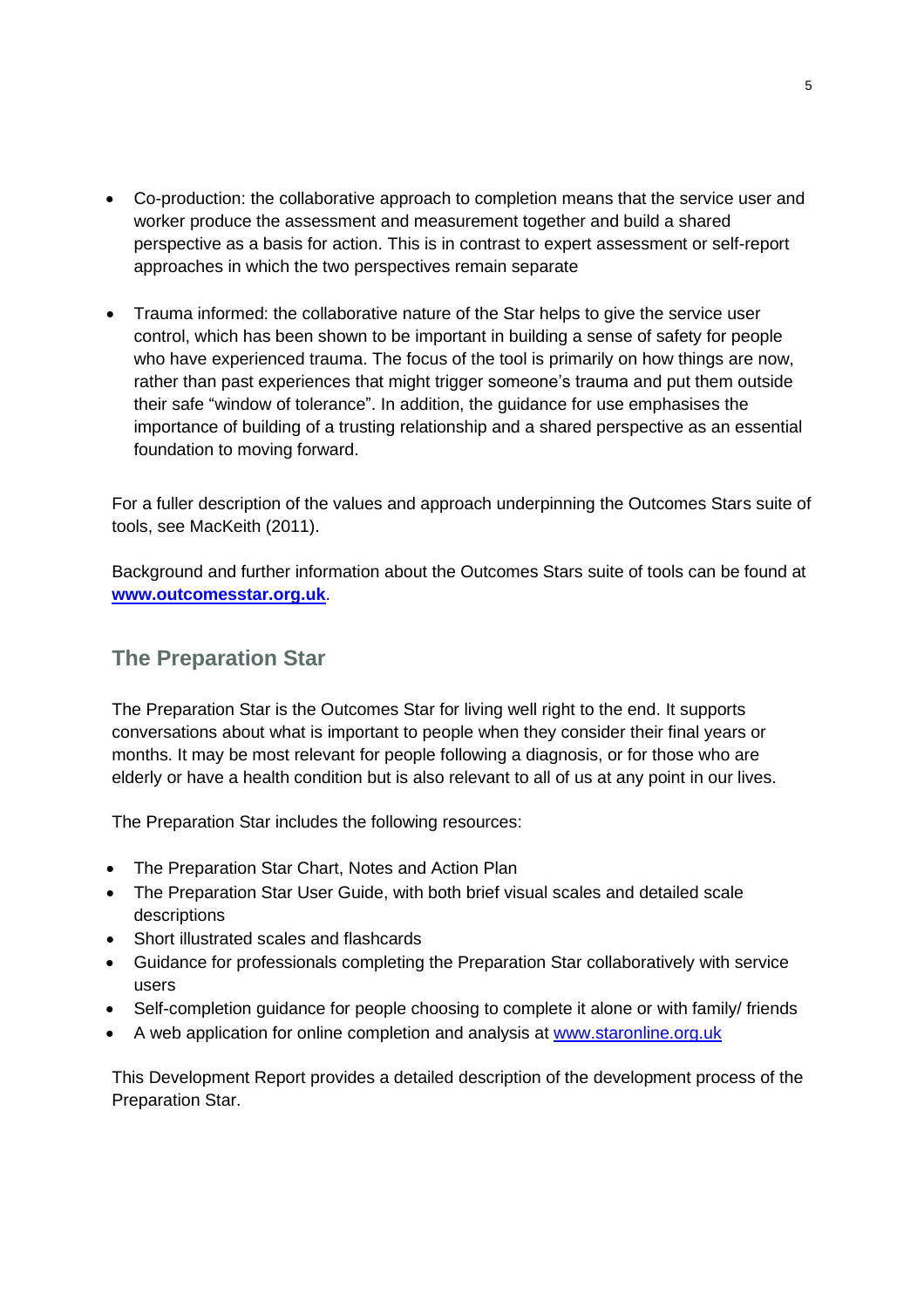- Co-production: the collaborative approach to completion means that the service user and worker produce the assessment and measurement together and build a shared perspective as a basis for action. This is in contrast to expert assessment or self-report approaches in which the two perspectives remain separate

- Trauma informed: the collaborative nature of the Star helps to give the service user control, which has been shown to be important in building a sense of safety for people who have experienced trauma. The focus of the tool is primarily on how things are now, rather than past experiences that might trigger someone's trauma and put them outside their safe "window of tolerance". In addition, the guidance for use emphasises the importance of building of a trusting relationship and a shared perspective as an essential foundation to moving forward.

For a fuller description of the values and approach underpinning the Outcomes Stars suite of tools, see MacKeith (2011).

Background and further information about the Outcomes Stars suite of tools can be found at **www.outcomesstar.org.uk**.

## The Preparation Star

The Preparation Star is the Outcomes Star for living well right to the end. It supports conversations about what is important to people when they consider their final years or months. It may be most relevant for people following a diagnosis, or for those who are elderly or have a health condition but is also relevant to all of us at any point in our lives.

The Preparation Star includes the following resources:

- The Preparation Star Chart, Notes and Action Plan
- The Preparation Star User Guide, with both brief visual scales and detailed scale descriptions
- Short illustrated scales and flashcards
- Guidance for professionals completing the Preparation Star collaboratively with service users
- Self-completion guidance for people choosing to complete it alone or with family/ friends
- A web application for online completion and analysis at www.staronline.org.uk

This Development Report provides a detailed description of the development process of the Preparation Star.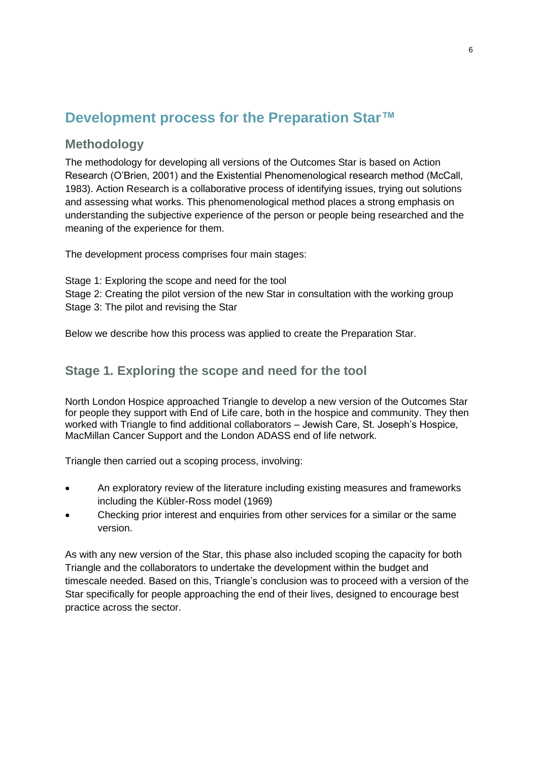## Development process for the Preparation Star™

### Methodology

The methodology for developing all versions of the Outcomes Star is based on Action Research (O'Brien, 2001) and the Existential Phenomenological research method (McCall, 1983). Action Research is a collaborative process of identifying issues, trying out solutions and assessing what works. This phenomenological method places a strong emphasis on understanding the subjective experience of the person or people being researched and the meaning of the experience for them.

The development process comprises four main stages:

Stage 1: Exploring the scope and need for the tool
Stage 2: Creating the pilot version of the new Star in consultation with the working group
Stage 3: The pilot and revising the Star

Below we describe how this process was applied to create the Preparation Star.

### Stage 1. Exploring the scope and need for the tool

North London Hospice approached Triangle to develop a new version of the Outcomes Star for people they support with End of Life care, both in the hospice and community. They then worked with Triangle to find additional collaborators – Jewish Care, St. Joseph's Hospice, MacMillan Cancer Support and the London ADASS end of life network.

Triangle then carried out a scoping process, involving:

- An exploratory review of the literature including existing measures and frameworks including the Kübler-Ross model (1969)
- Checking prior interest and enquiries from other services for a similar or the same version.

As with any new version of the Star, this phase also included scoping the capacity for both Triangle and the collaborators to undertake the development within the budget and timescale needed. Based on this, Triangle's conclusion was to proceed with a version of the Star specifically for people approaching the end of their lives, designed to encourage best practice across the sector.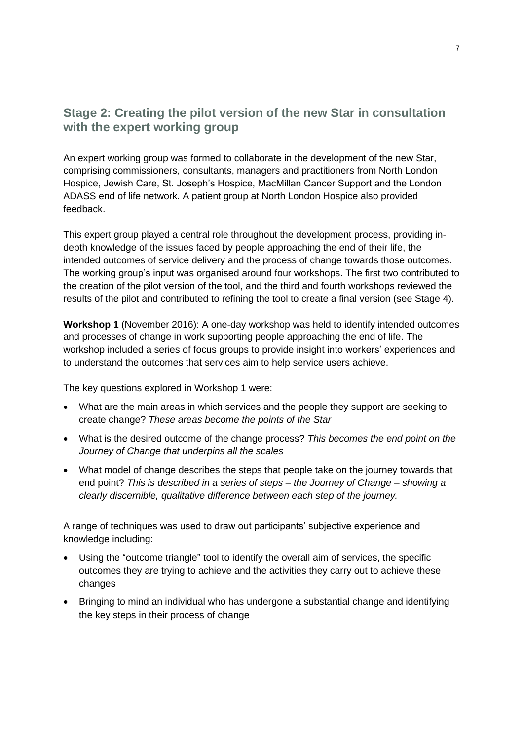## Stage 2: Creating the pilot version of the new Star in consultation with the expert working group

An expert working group was formed to collaborate in the development of the new Star, comprising commissioners, consultants, managers and practitioners from North London Hospice, Jewish Care, St. Joseph's Hospice, MacMillan Cancer Support and the London ADASS end of life network. A patient group at North London Hospice also provided feedback.

This expert group played a central role throughout the development process, providing in-depth knowledge of the issues faced by people approaching the end of their life, the intended outcomes of service delivery and the process of change towards those outcomes. The working group's input was organised around four workshops. The first two contributed to the creation of the pilot version of the tool, and the third and fourth workshops reviewed the results of the pilot and contributed to refining the tool to create a final version (see Stage 4).

**Workshop 1** (November 2016): A one-day workshop was held to identify intended outcomes and processes of change in work supporting people approaching the end of life. The workshop included a series of focus groups to provide insight into workers' experiences and to understand the outcomes that services aim to help service users achieve.

The key questions explored in Workshop 1 were:

- What are the main areas in which services and the people they support are seeking to create change? *These areas become the points of the Star*
- What is the desired outcome of the change process? *This becomes the end point on the Journey of Change that underpins all the scales*
- What model of change describes the steps that people take on the journey towards that end point? *This is described in a series of steps – the Journey of Change – showing a clearly discernible, qualitative difference between each step of the journey.*

A range of techniques was used to draw out participants' subjective experience and knowledge including:

- Using the "outcome triangle" tool to identify the overall aim of services, the specific outcomes they are trying to achieve and the activities they carry out to achieve these changes
- Bringing to mind an individual who has undergone a substantial change and identifying the key steps in their process of change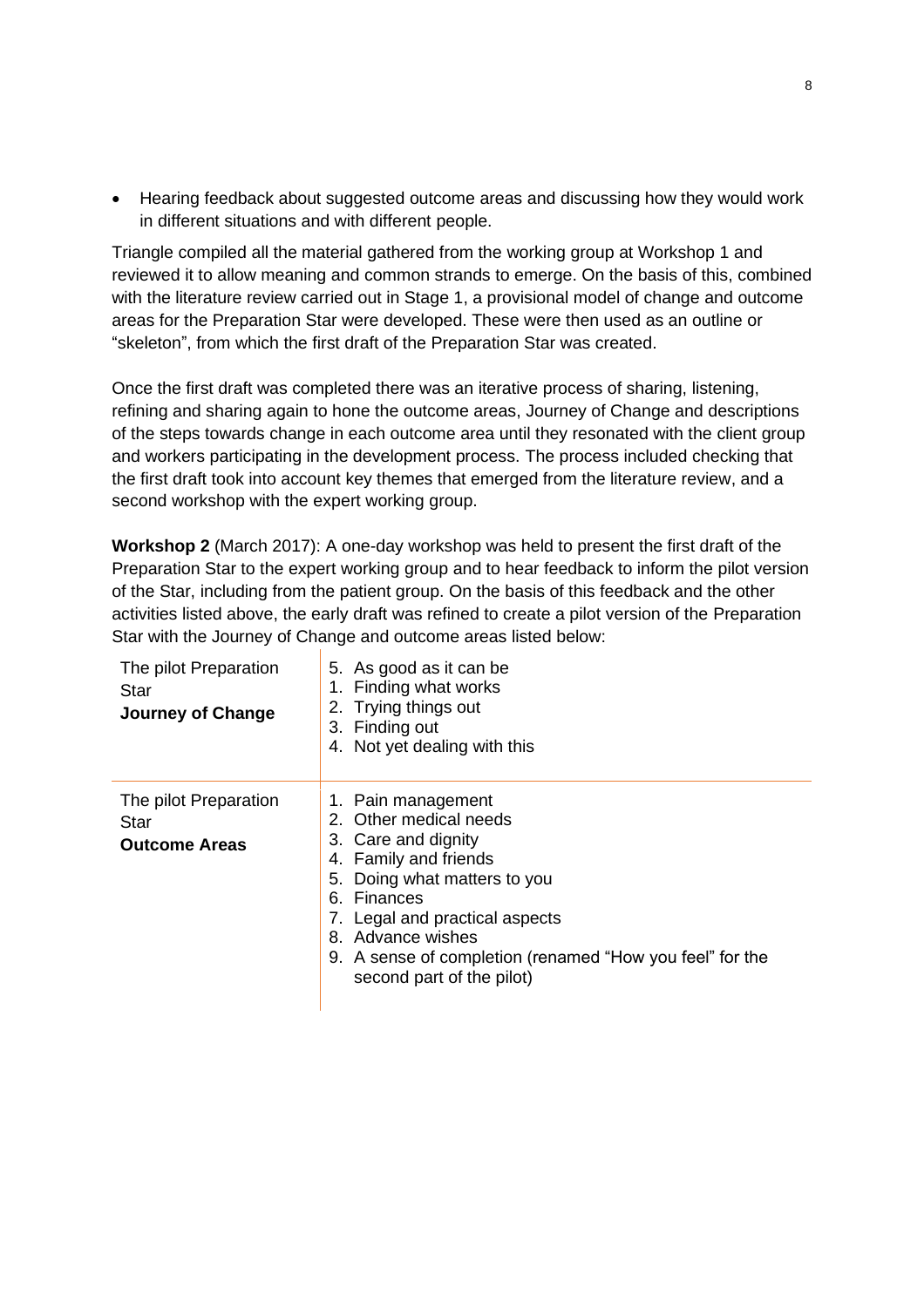- Hearing feedback about suggested outcome areas and discussing how they would work in different situations and with different people.

Triangle compiled all the material gathered from the working group at Workshop 1 and reviewed it to allow meaning and common strands to emerge. On the basis of this, combined with the literature review carried out in Stage 1, a provisional model of change and outcome areas for the Preparation Star were developed. These were then used as an outline or "skeleton", from which the first draft of the Preparation Star was created.

Once the first draft was completed there was an iterative process of sharing, listening, refining and sharing again to hone the outcome areas, Journey of Change and descriptions of the steps towards change in each outcome area until they resonated with the client group and workers participating in the development process. The process included checking that the first draft took into account key themes that emerged from the literature review, and a second workshop with the expert working group.

**Workshop 2** (March 2017): A one-day workshop was held to present the first draft of the Preparation Star to the expert working group and to hear feedback to inform the pilot version of the Star, including from the patient group. On the basis of this feedback and the other activities listed above, the early draft was refined to create a pilot version of the Preparation Star with the Journey of Change and outcome areas listed below:

| | |
|---|---|
| The pilot Preparation Star **Journey of Change** | 5. As good as it can be<br>1. Finding what works<br>2. Trying things out<br>3. Finding out<br>4. Not yet dealing with this |
| The pilot Preparation Star **Outcome Areas** | 1. Pain management<br>2. Other medical needs<br>3. Care and dignity<br>4. Family and friends<br>5. Doing what matters to you<br>6. Finances<br>7. Legal and practical aspects<br>8. Advance wishes<br>9. A sense of completion (renamed "How you feel" for the second part of the pilot) |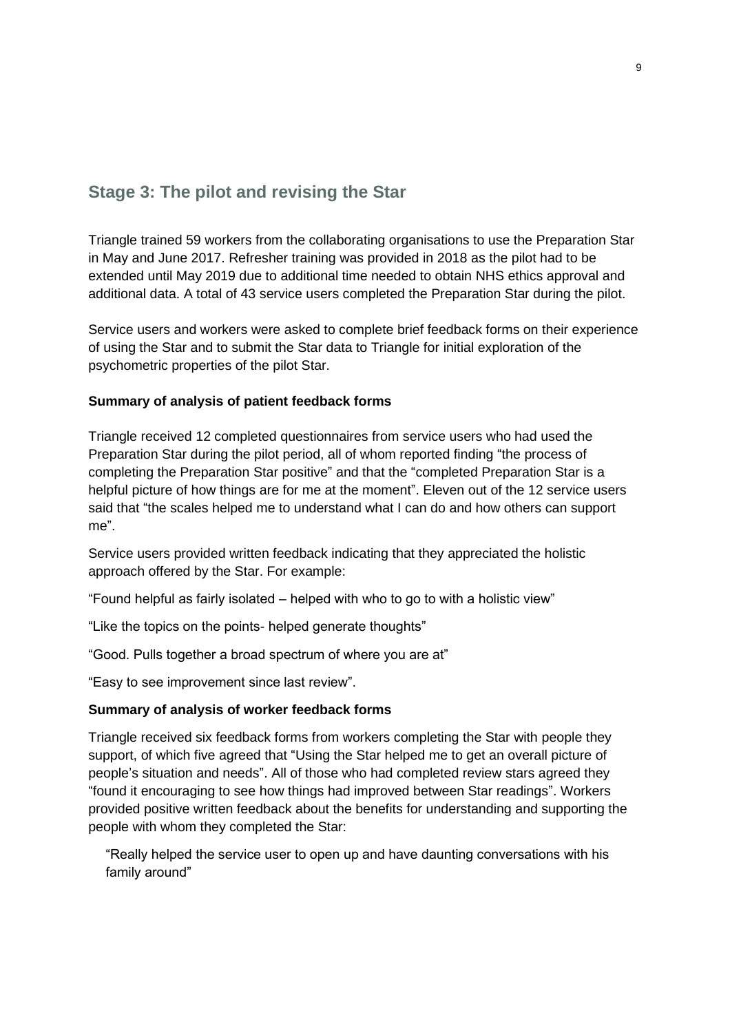## Stage 3: The pilot and revising the Star

Triangle trained 59 workers from the collaborating organisations to use the Preparation Star in May and June 2017. Refresher training was provided in 2018 as the pilot had to be extended until May 2019 due to additional time needed to obtain NHS ethics approval and additional data. A total of 43 service users completed the Preparation Star during the pilot.

Service users and workers were asked to complete brief feedback forms on their experience of using the Star and to submit the Star data to Triangle for initial exploration of the psychometric properties of the pilot Star.

**Summary of analysis of patient feedback forms**

Triangle received 12 completed questionnaires from service users who had used the Preparation Star during the pilot period, all of whom reported finding "the process of completing the Preparation Star positive" and that the "completed Preparation Star is a helpful picture of how things are for me at the moment". Eleven out of the 12 service users said that "the scales helped me to understand what I can do and how others can support me".

Service users provided written feedback indicating that they appreciated the holistic approach offered by the Star. For example:

"Found helpful as fairly isolated – helped with who to go to with a holistic view"

"Like the topics on the points- helped generate thoughts"

"Good. Pulls together a broad spectrum of where you are at"

"Easy to see improvement since last review".

**Summary of analysis of worker feedback forms**

Triangle received six feedback forms from workers completing the Star with people they support, of which five agreed that "Using the Star helped me to get an overall picture of people's situation and needs". All of those who had completed review stars agreed they "found it encouraging to see how things had improved between Star readings". Workers provided positive written feedback about the benefits for understanding and supporting the people with whom they completed the Star:

> "Really helped the service user to open up and have daunting conversations with his family around"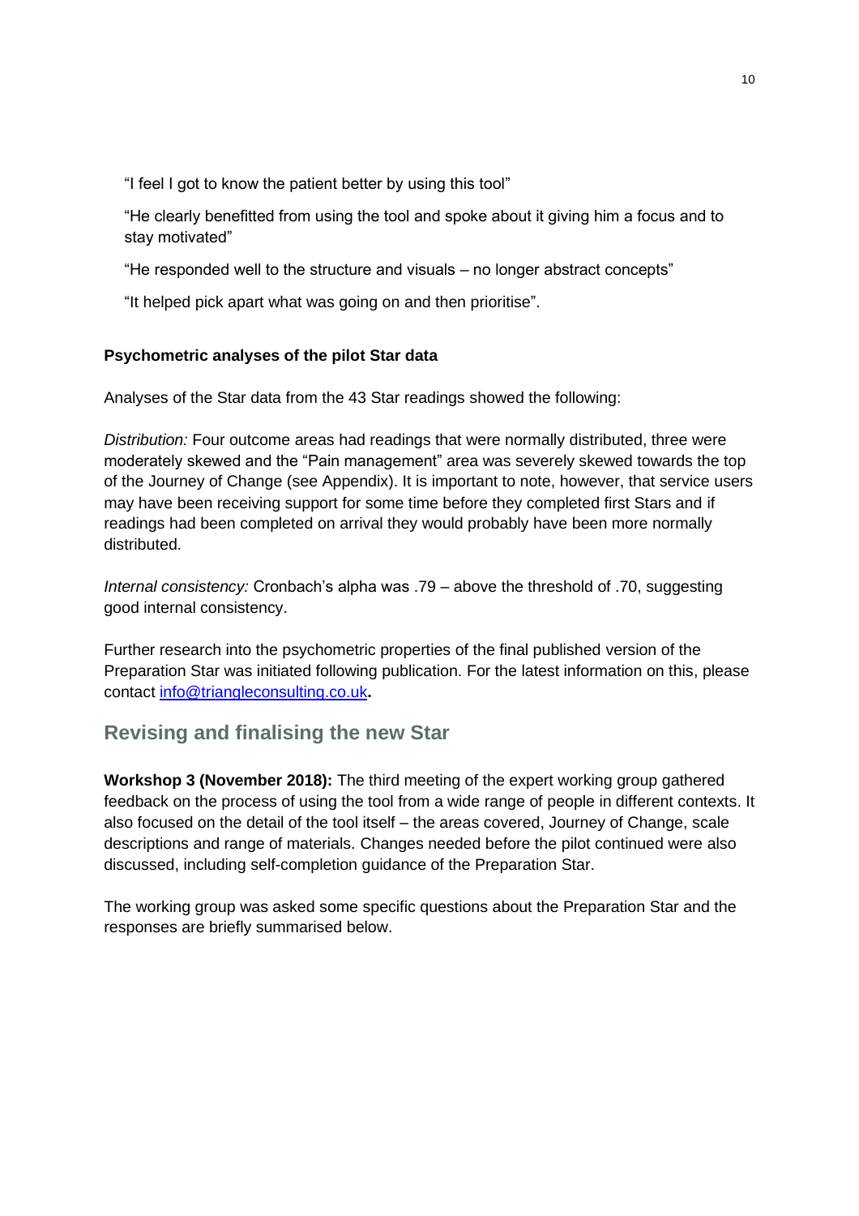"I feel I got to know the patient better by using this tool"

"He clearly benefitted from using the tool and spoke about it giving him a focus and to stay motivated"

"He responded well to the structure and visuals – no longer abstract concepts"

"It helped pick apart what was going on and then prioritise".

**Psychometric analyses of the pilot Star data**

Analyses of the Star data from the 43 Star readings showed the following:

*Distribution:* Four outcome areas had readings that were normally distributed, three were moderately skewed and the "Pain management" area was severely skewed towards the top of the Journey of Change (see Appendix). It is important to note, however, that service users may have been receiving support for some time before they completed first Stars and if readings had been completed on arrival they would probably have been more normally distributed.

*Internal consistency:* Cronbach's alpha was .79 – above the threshold of .70, suggesting good internal consistency.

Further research into the psychometric properties of the final published version of the Preparation Star was initiated following publication. For the latest information on this, please contact info@triangleconsulting.co.uk**.**

## Revising and finalising the new Star

**Workshop 3 (November 2018):** The third meeting of the expert working group gathered feedback on the process of using the tool from a wide range of people in different contexts. It also focused on the detail of the tool itself – the areas covered, Journey of Change, scale descriptions and range of materials. Changes needed before the pilot continued were also discussed, including self-completion guidance of the Preparation Star.

The working group was asked some specific questions about the Preparation Star and the responses are briefly summarised below.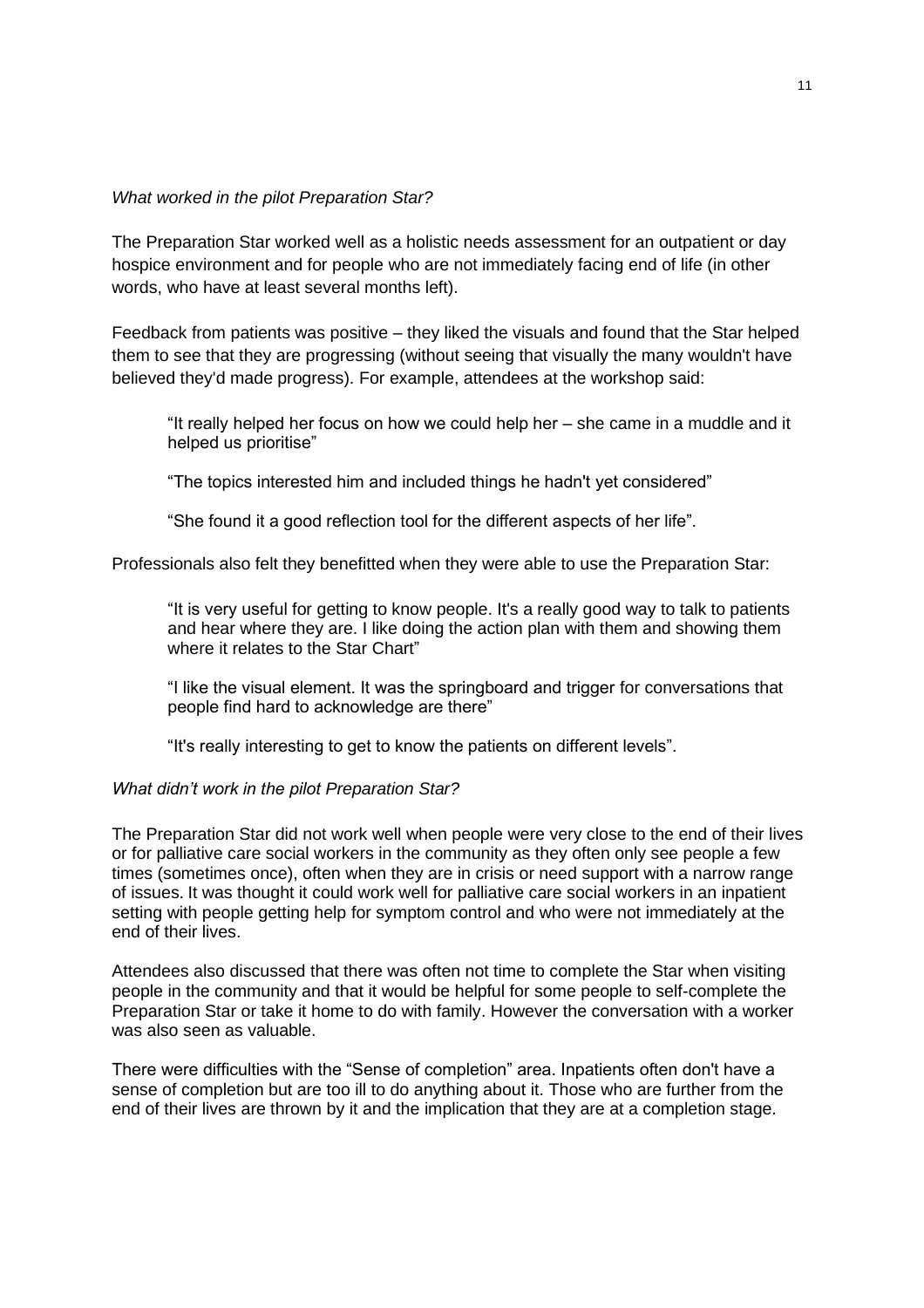*What worked in the pilot Preparation Star?*

The Preparation Star worked well as a holistic needs assessment for an outpatient or day hospice environment and for people who are not immediately facing end of life (in other words, who have at least several months left).

Feedback from patients was positive – they liked the visuals and found that the Star helped them to see that they are progressing (without seeing that visually the many wouldn't have believed they'd made progress). For example, attendees at the workshop said:

> "It really helped her focus on how we could help her – she came in a muddle and it helped us prioritise"
>
> "The topics interested him and included things he hadn't yet considered"
>
> "She found it a good reflection tool for the different aspects of her life".

Professionals also felt they benefitted when they were able to use the Preparation Star:

> "It is very useful for getting to know people. It's a really good way to talk to patients and hear where they are. I like doing the action plan with them and showing them where it relates to the Star Chart"
>
> "I like the visual element. It was the springboard and trigger for conversations that people find hard to acknowledge are there"
>
> "It's really interesting to get to know the patients on different levels".

*What didn't work in the pilot Preparation Star?*

The Preparation Star did not work well when people were very close to the end of their lives or for palliative care social workers in the community as they often only see people a few times (sometimes once), often when they are in crisis or need support with a narrow range of issues. It was thought it could work well for palliative care social workers in an inpatient setting with people getting help for symptom control and who were not immediately at the end of their lives.

Attendees also discussed that there was often not time to complete the Star when visiting people in the community and that it would be helpful for some people to self-complete the Preparation Star or take it home to do with family. However the conversation with a worker was also seen as valuable.

There were difficulties with the "Sense of completion" area. Inpatients often don't have a sense of completion but are too ill to do anything about it. Those who are further from the end of their lives are thrown by it and the implication that they are at a completion stage.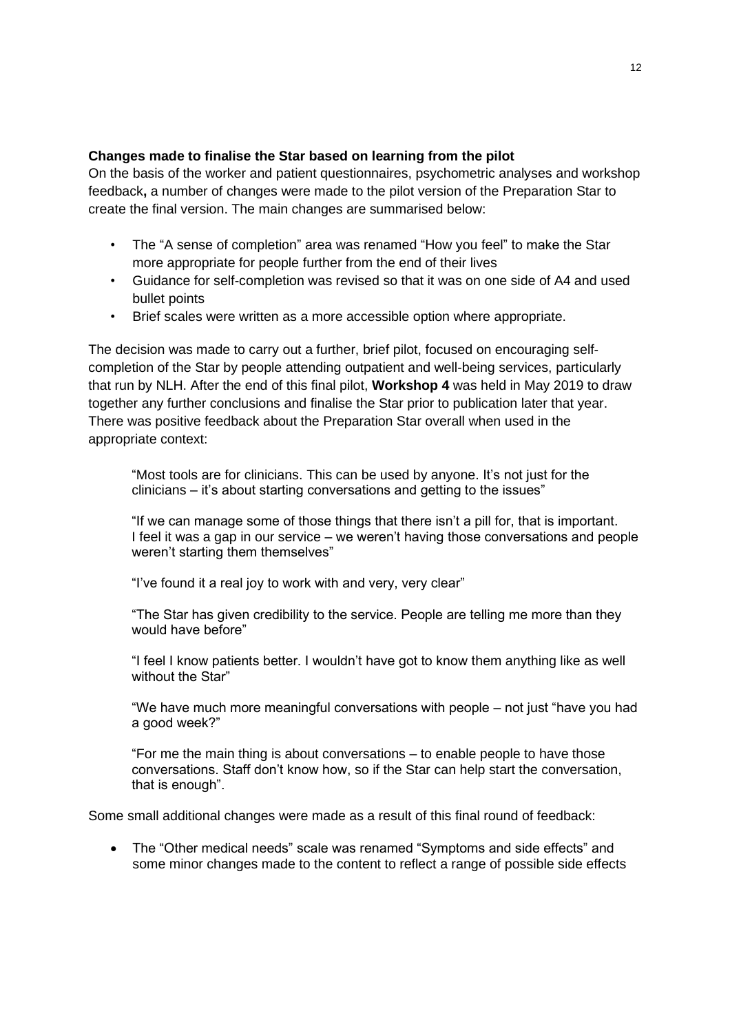**Changes made to finalise the Star based on learning from the pilot**

On the basis of the worker and patient questionnaires, psychometric analyses and workshop feedback**,** a number of changes were made to the pilot version of the Preparation Star to create the final version. The main changes are summarised below:

- The "A sense of completion" area was renamed "How you feel" to make the Star more appropriate for people further from the end of their lives
- Guidance for self-completion was revised so that it was on one side of A4 and used bullet points
- Brief scales were written as a more accessible option where appropriate.

The decision was made to carry out a further, brief pilot, focused on encouraging self-completion of the Star by people attending outpatient and well-being services, particularly that run by NLH. After the end of this final pilot, **Workshop 4** was held in May 2019 to draw together any further conclusions and finalise the Star prior to publication later that year. There was positive feedback about the Preparation Star overall when used in the appropriate context:

> "Most tools are for clinicians. This can be used by anyone. It's not just for the clinicians – it's about starting conversations and getting to the issues"
>
> "If we can manage some of those things that there isn't a pill for, that is important. I feel it was a gap in our service – we weren't having those conversations and people weren't starting them themselves"
>
> "I've found it a real joy to work with and very, very clear"
>
> "The Star has given credibility to the service. People are telling me more than they would have before"
>
> "I feel I know patients better. I wouldn't have got to know them anything like as well without the Star"
>
> "We have much more meaningful conversations with people – not just "have you had a good week?"
>
> "For me the main thing is about conversations – to enable people to have those conversations. Staff don't know how, so if the Star can help start the conversation, that is enough".

Some small additional changes were made as a result of this final round of feedback:

- The "Other medical needs" scale was renamed "Symptoms and side effects" and some minor changes made to the content to reflect a range of possible side effects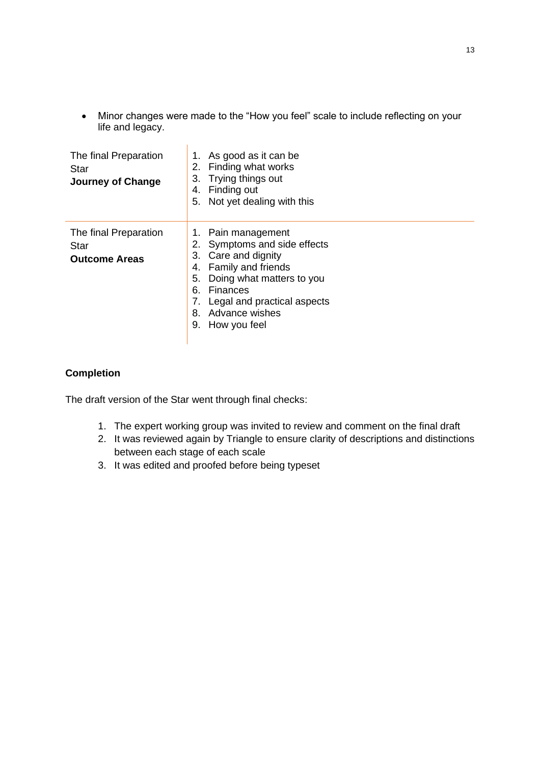- Minor changes were made to the "How you feel" scale to include reflecting on your life and legacy.

| | |
|---|---|
| The final Preparation Star **Journey of Change** | 1. As good as it can be<br>2. Finding what works<br>3. Trying things out<br>4. Finding out<br>5. Not yet dealing with this |
| The final Preparation Star **Outcome Areas** | 1. Pain management<br>2. Symptoms and side effects<br>3. Care and dignity<br>4. Family and friends<br>5. Doing what matters to you<br>6. Finances<br>7. Legal and practical aspects<br>8. Advance wishes<br>9. How you feel |

**Completion**

The draft version of the Star went through final checks:

1. The expert working group was invited to review and comment on the final draft
2. It was reviewed again by Triangle to ensure clarity of descriptions and distinctions between each stage of each scale
3. It was edited and proofed before being typeset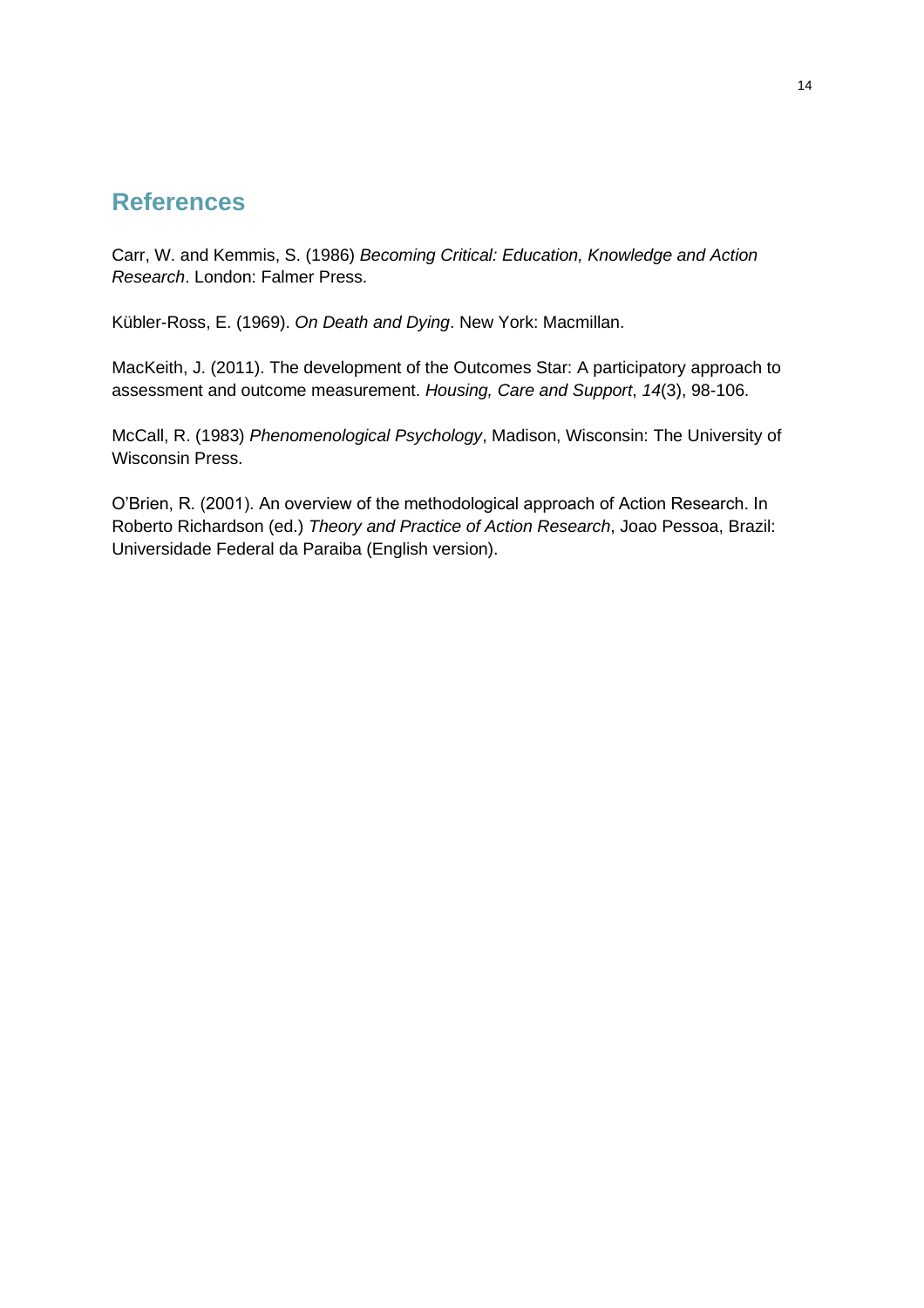## References

Carr, W. and Kemmis, S. (1986) *Becoming Critical: Education, Knowledge and Action Research*. London: Falmer Press.

Kübler-Ross, E. (1969). *On Death and Dying*. New York: Macmillan.

MacKeith, J. (2011). The development of the Outcomes Star: A participatory approach to assessment and outcome measurement. *Housing, Care and Support*, *14*(3), 98-106.

McCall, R. (1983) *Phenomenological Psychology*, Madison, Wisconsin: The University of Wisconsin Press.

O'Brien, R. (2001). An overview of the methodological approach of Action Research. In Roberto Richardson (ed.) *Theory and Practice of Action Research*, Joao Pessoa, Brazil: Universidade Federal da Paraiba (English version).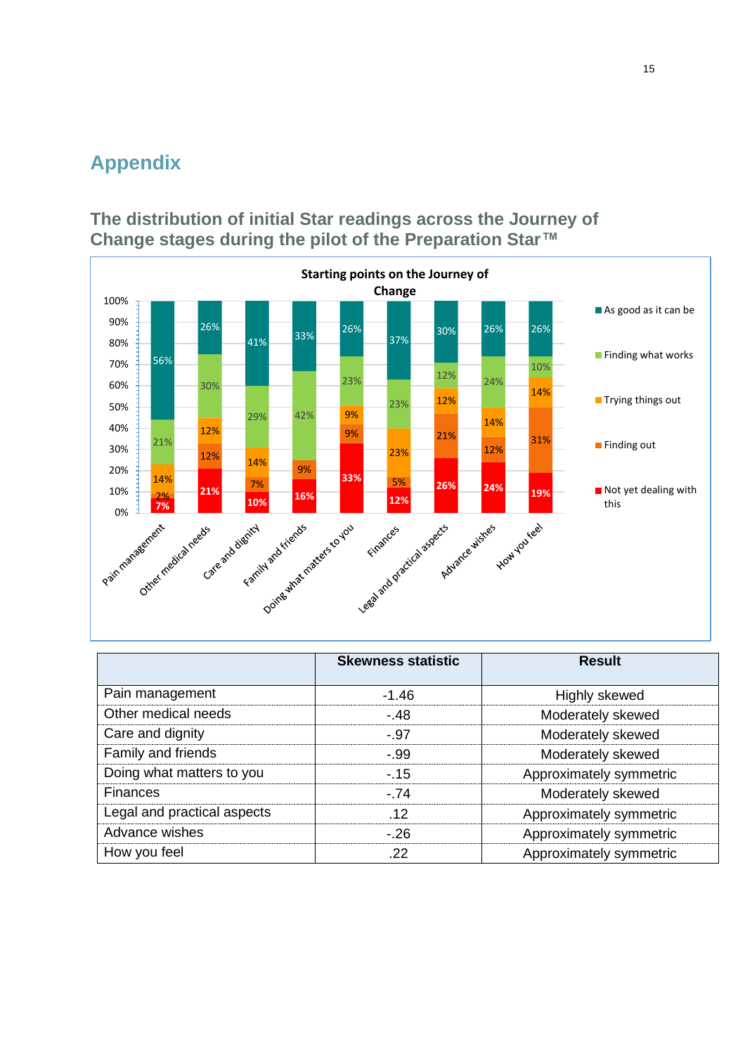# Appendix

## The distribution of initial Star readings across the Journey of Change stages during the pilot of the Preparation Star™

|  | Skewness statistic | Result |
|---|---|---|
| Pain management | -1.46 | Highly skewed |
| Other medical needs | -.48 | Moderately skewed |
| Care and dignity | -.97 | Moderately skewed |
| Family and friends | -.99 | Moderately skewed |
| Doing what matters to you | -.15 | Approximately symmetric |
| Finances | -.74 | Moderately skewed |
| Legal and practical aspects | .12 | Approximately symmetric |
| Advance wishes | -.26 | Approximately symmetric |
| How you feel | .22 | Approximately symmetric |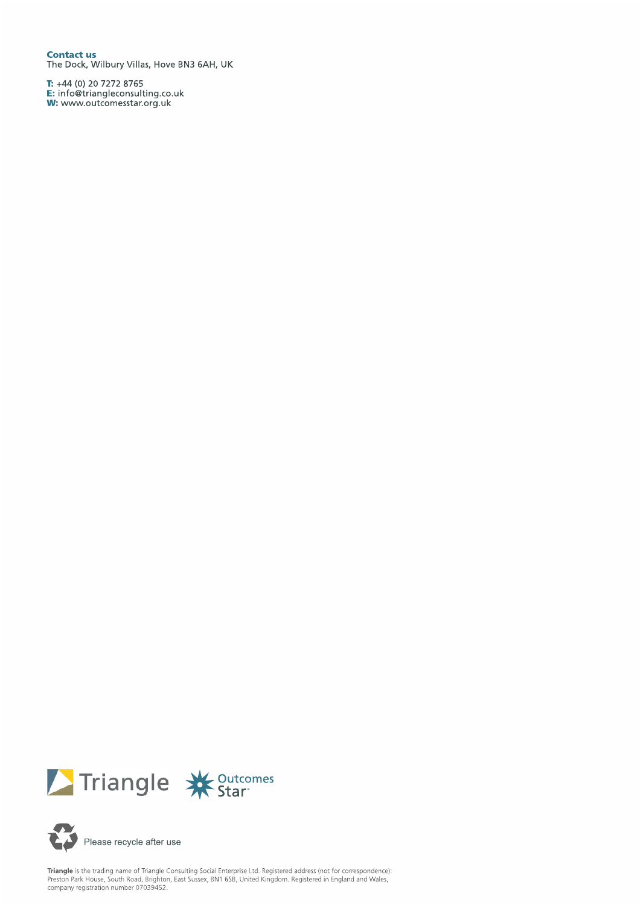**Contact us**
The Dock, Wilbury Villas, Hove BN3 6AH, UK

**T:** +44 (0) 20 7272 8765
**E:** info@triangleconsulting.co.uk
**W:** www.outcomesstar.org.uk

Triangle Outcomes Star™

Please recycle after use

**Triangle** is the trading name of Triangle Consulting Social Enterprise Ltd. Registered address (not for correspondence): Preston Park House, South Road, Brighton, East Sussex, BN1 6SB, United Kingdom. Registered in England and Wales, company registration number 07039452.